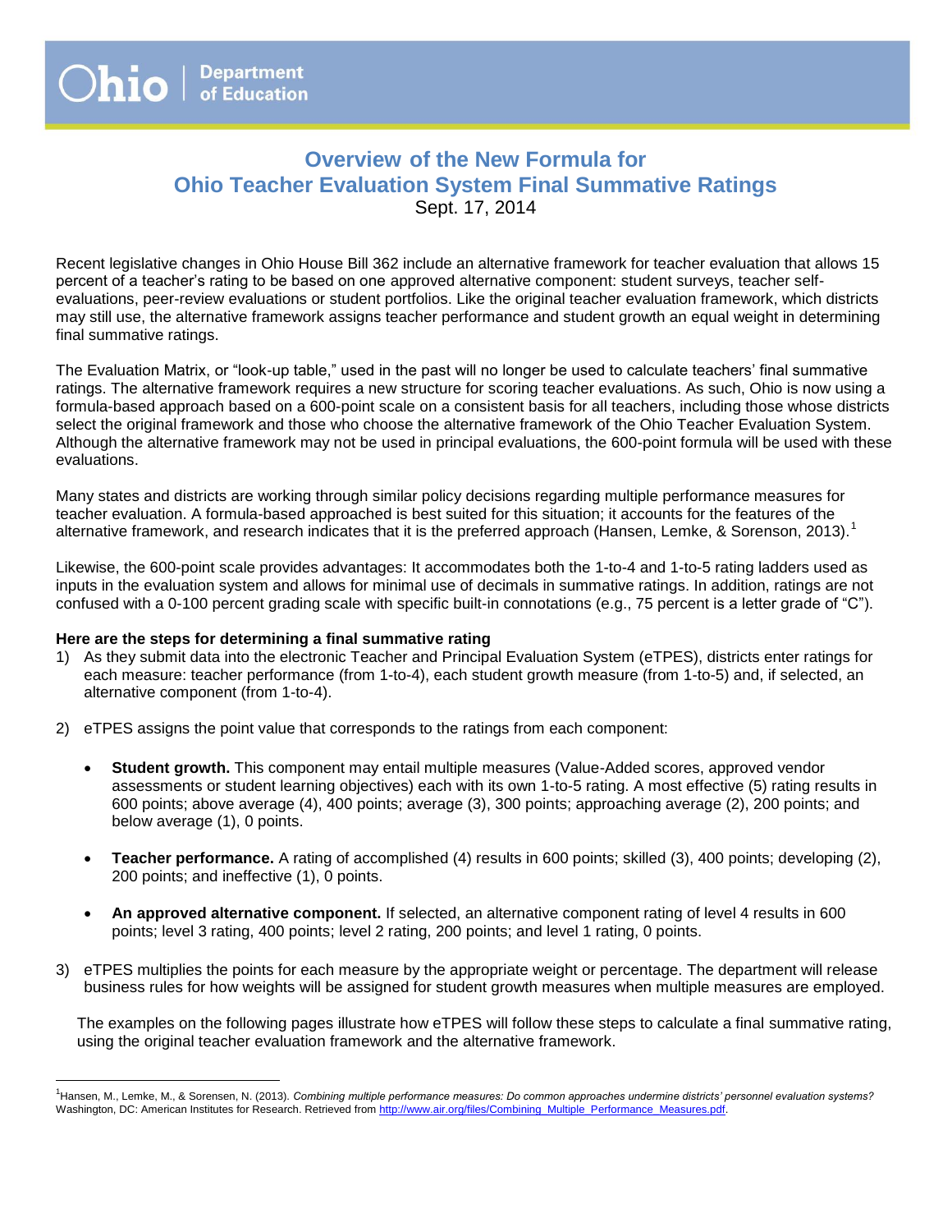# Overview of the New Formula for Ohio Teacher Evaluation System Final Summative Ratings

Sept. 17, 2014

Recent legislative changes in Ohio House Bill 362 include an alternative framework for teacher evaluation that allows 15 percent of a teacher's rating to be based on one approved alternative component: student surveys, teacher self-evaluations, peer-review evaluations or student portfolios. Like the original teacher evaluation framework, which districts may still use, the alternative framework assigns teacher performance and student growth an equal weight in determining final summative ratings.

The Evaluation Matrix, or "look-up table," used in the past will no longer be used to calculate teachers' final summative ratings. The alternative framework requires a new structure for scoring teacher evaluations. As such, Ohio is now using a formula-based approach based on a 600-point scale on a consistent basis for all teachers, including those whose districts select the original framework and those who choose the alternative framework of the Ohio Teacher Evaluation System. Although the alternative framework may not be used in principal evaluations, the 600-point formula will be used with these evaluations.

Many states and districts are working through similar policy decisions regarding multiple performance measures for teacher evaluation. A formula-based approached is best suited for this situation; it accounts for the features of the alternative framework, and research indicates that it is the preferred approach (Hansen, Lemke, & Sorenson, 2013).[1]

Likewise, the 600-point scale provides advantages: It accommodates both the 1-to-4 and 1-to-5 rating ladders used as inputs in the evaluation system and allows for minimal use of decimals in summative ratings. In addition, ratings are not confused with a 0-100 percent grading scale with specific built-in connotations (e.g., 75 percent is a letter grade of "C").

**Here are the steps for determining a final summative rating**

1) As they submit data into the electronic Teacher and Principal Evaluation System (eTPES), districts enter ratings for each measure: teacher performance (from 1-to-4), each student growth measure (from 1-to-5) and, if selected, an alternative component (from 1-to-4).

2) eTPES assigns the point value that corresponds to the ratings from each component:

   - **Student growth.** This component may entail multiple measures (Value-Added scores, approved vendor assessments or student learning objectives) each with its own 1-to-5 rating. A most effective (5) rating results in 600 points; above average (4), 400 points; average (3), 300 points; approaching average (2), 200 points; and below average (1), 0 points.

   - **Teacher performance.** A rating of accomplished (4) results in 600 points; skilled (3), 400 points; developing (2), 200 points; and ineffective (1), 0 points.

   - **An approved alternative component.** If selected, an alternative component rating of level 4 results in 600 points; level 3 rating, 400 points; level 2 rating, 200 points; and level 1 rating, 0 points.

3) eTPES multiplies the points for each measure by the appropriate weight or percentage. The department will release business rules for how weights will be assigned for student growth measures when multiple measures are employed.

   The examples on the following pages illustrate how eTPES will follow these steps to calculate a final summative rating, using the original teacher evaluation framework and the alternative framework.

[1] Hansen, M., Lemke, M., & Sorensen, N. (2013). *Combining multiple performance measures: Do common approaches undermine districts' personnel evaluation systems?* Washington, DC: American Institutes for Research. Retrieved from http://www.air.org/files/Combining_Multiple_Performance_Measures.pdf.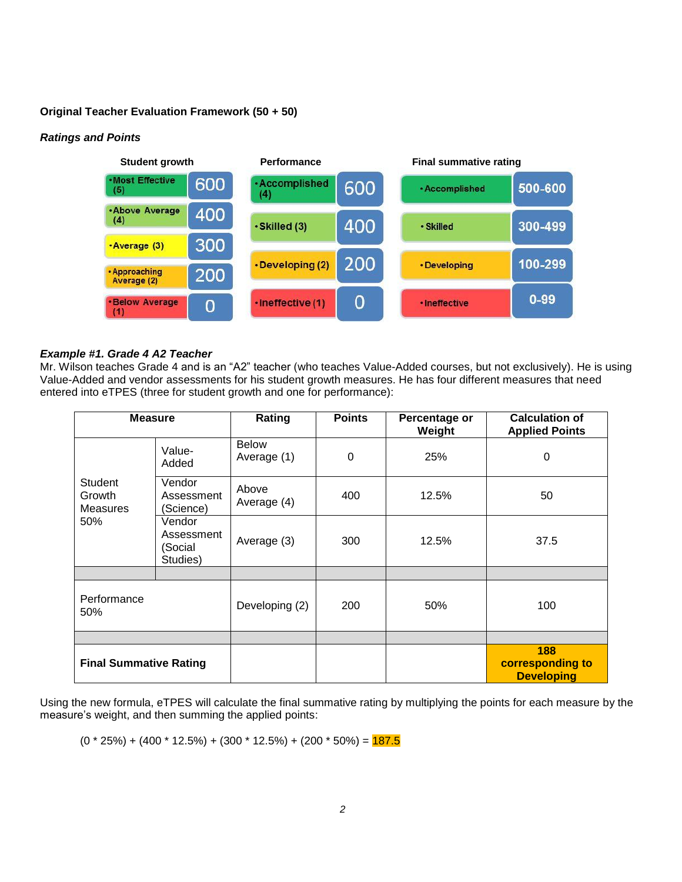**Original Teacher Evaluation Framework (50 + 50)**

***Ratings and Points***

| Student growth | | Performance | | Final summative rating | |
|---|---|---|---|---|---|
| •Most Effective (5) | 600 | •Accomplished (4) | 600 | •Accomplished | 500-600 |
| •Above Average (4) | 400 | •Skilled (3) | 400 | •Skilled | 300-499 |
| •Average (3) | 300 | •Developing (2) | 200 | •Developing | 100-299 |
| •Approaching Average (2) | 200 | •Ineffective (1) | 0 | •Ineffective | 0-99 |
| •Below Average (1) | 0 | | | | |

***Example #1. Grade 4 A2 Teacher***

Mr. Wilson teaches Grade 4 and is an "A2" teacher (who teaches Value-Added courses, but not exclusively). He is using Value-Added and vendor assessments for his student growth measures. He has four different measures that need entered into eTPES (three for student growth and one for performance):

| Measure | | Rating | Points | Percentage or Weight | Calculation of Applied Points |
|---|---|---|---|---|---|
| Student Growth Measures 50% | Value-Added | Below Average (1) | 0 | 25% | 0 |
| | Vendor Assessment (Science) | Above Average (4) | 400 | 12.5% | 50 |
| | Vendor Assessment (Social Studies) | Average (3) | 300 | 12.5% | 37.5 |
| | | | | | |
| Performance 50% | | Developing (2) | 200 | 50% | 100 |
| | | | | | |
| **Final Summative Rating** | | | | | **188 corresponding to Developing** |

Using the new formula, eTPES will calculate the final summative rating by multiplying the points for each measure by the measure's weight, and then summing the applied points:

(0 * 25%) + (400 * 12.5%) + (300 * 12.5%) + (200 * 50%) = 187.5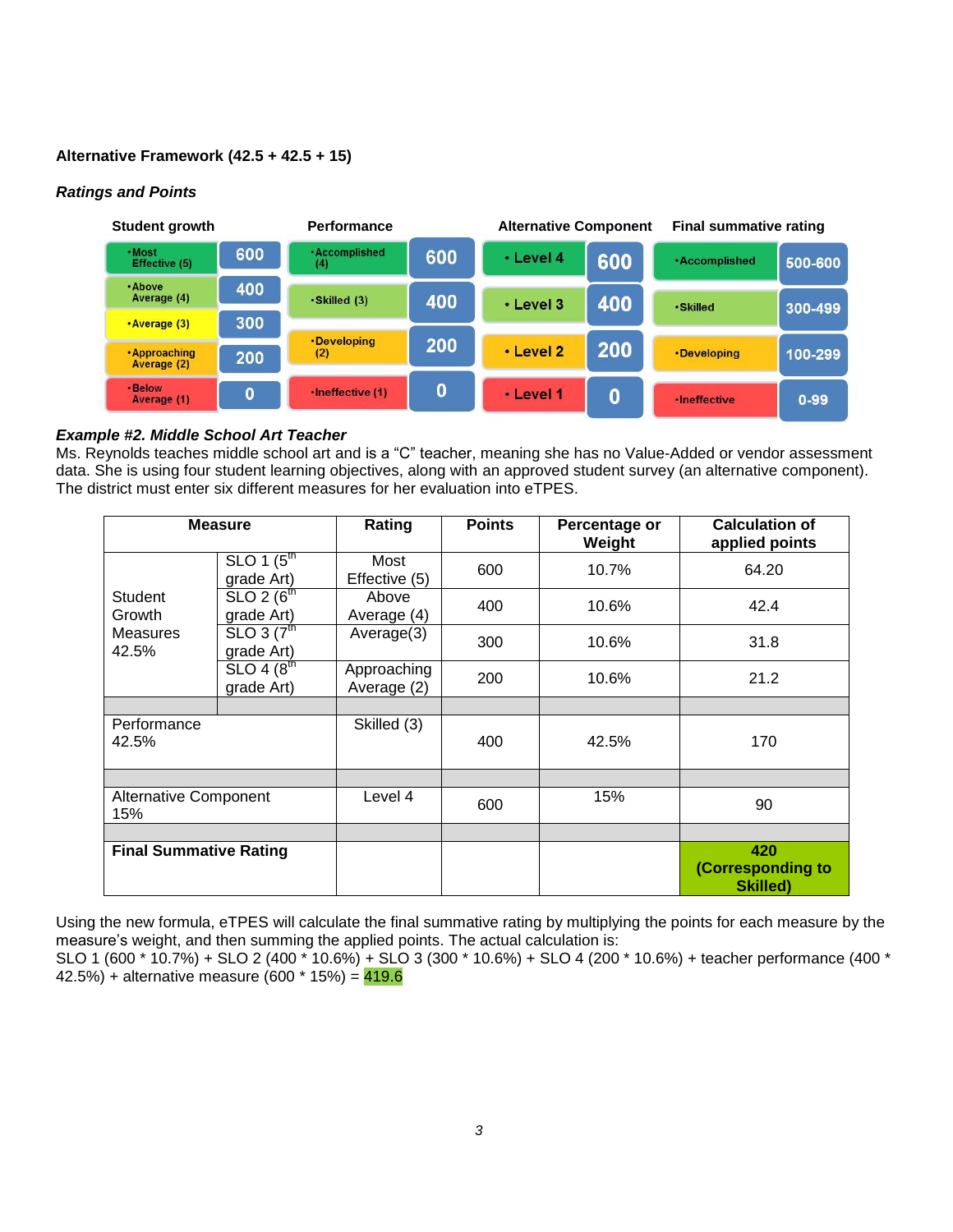**Alternative Framework (42.5 + 42.5 + 15)**

***Ratings and Points***

| Student growth | | Performance | | Alternative Component | | Final summative rating | |
|---|---|---|---|---|---|---|---|
| •Most Effective (5) | 600 | •Accomplished (4) | 600 | • Level 4 | 600 | •Accomplished | 500-600 |
| •Above Average (4) | 400 | •Skilled (3) | 400 | • Level 3 | 400 | •Skilled | 300-499 |
| •Average (3) | 300 | | | | | | |
| •Approaching Average (2) | 200 | •Developing (2) | 200 | • Level 2 | 200 | •Developing | 100-299 |
| •Below Average (1) | 0 | •Ineffective (1) | 0 | • Level 1 | 0 | •Ineffective | 0-99 |

***Example #2. Middle School Art Teacher***

Ms. Reynolds teaches middle school art and is a "C" teacher, meaning she has no Value-Added or vendor assessment data. She is using four student learning objectives, along with an approved student survey (an alternative component). The district must enter six different measures for her evaluation into eTPES.

| Measure | | Rating | Points | Percentage or Weight | Calculation of applied points |
|---|---|---|---|---|---|
| Student Growth Measures 42.5% | SLO 1 (5th grade Art) | Most Effective (5) | 600 | 10.7% | 64.20 |
| | SLO 2 (6th grade Art) | Above Average (4) | 400 | 10.6% | 42.4 |
| | SLO 3 (7th grade Art) | Average(3) | 300 | 10.6% | 31.8 |
| | SLO 4 (8th grade Art) | Approaching Average (2) | 200 | 10.6% | 21.2 |
| | | | | | |
| Performance 42.5% | | Skilled (3) | 400 | 42.5% | 170 |
| | | | | | |
| Alternative Component 15% | | Level 4 | 600 | 15% | 90 |
| | | | | | |
| **Final Summative Rating** | | | | | **420 (Corresponding to Skilled)** |

Using the new formula, eTPES will calculate the final summative rating by multiplying the points for each measure by the measure's weight, and then summing the applied points. The actual calculation is:
SLO 1 (600 * 10.7%) + SLO 2 (400 * 10.6%) + SLO 3 (300 * 10.6%) + SLO 4 (200 * 10.6%) + teacher performance (400 * 42.5%) + alternative measure (600 * 15%) = 419.6